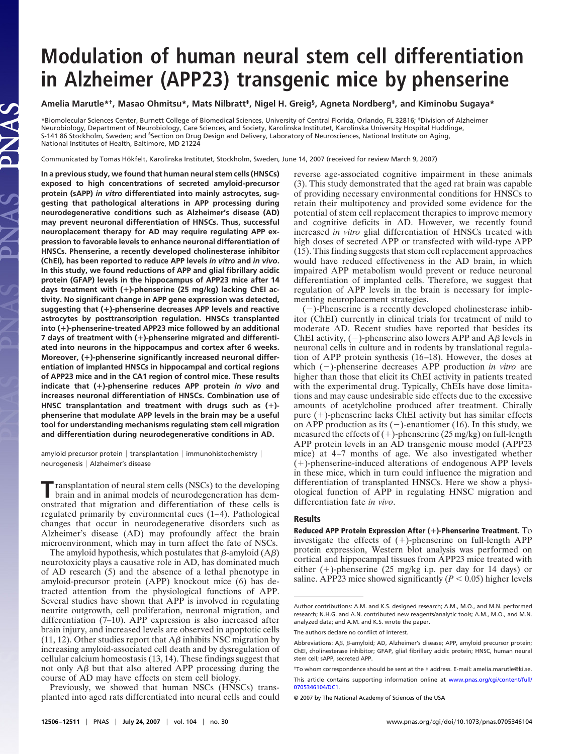// Modulation of human neural stem cell differentiation in Alzheimer (APP23) transgenic mice by phenserine

**Amelia Marutle\*†, Masao Ohmitsu\*, Mats Nilbratt‡, Nigel H. Greig§, Agneta Nordberg‡, and Kinobu Sugaya\***

\*Biomolecular Sciences Center, Burnett College of Biomedical Sciences, University of Central Florida, Orlando, FL 32816; ‡Division of Alzheimer Neurobiology, Department of Neurobiology, Care Sciences, and Society, Karolinska Institutet, Karolinska University Hospital Huddinge, S-141 86 Stockholm, Sweden; and §Section on Drug Design and Delivery, Laboratory of Neurosciences, National Institute on Aging, National Institutes of Health, Baltimore, MD 21224

Communicated by Tomas Hökfelt, Karolinska Institutet, Stockholm, Sweden, June 14, 2007 (received for review March 9, 2007)

**In a previous study, we found that human neural stem cells (HNSCs) exposed to high concentrations of secreted amyloid-precursor protein (sAPP) *in vitro* differentiated into mainly astrocytes, suggesting that pathological alterations in APP processing during neurodegenerative conditions such as Alzheimer's disease (AD) may prevent neuronal differentiation of HNSCs. Thus, successful neuroplacement therapy for AD may require regulating APP expression to favorable levels to enhance neuronal differentiation of HNSCs. Phenserine, a recently developed cholinesterase inhibitor (ChEI), has been reported to reduce APP levels *in vitro* and *in vivo*. In this study, we found reductions of APP and glial fibrillary acidic protein (GFAP) levels in the hippocampus of APP23 mice after 14 days treatment with (+)-phenserine (25 mg/kg) lacking ChEI activity. No significant change in APP gene expression was detected, suggesting that (+)-phenserine decreases APP levels and reactive astrocytes by posttranscription regulation. HNSCs transplanted into (+)-phenserine-treated APP23 mice followed by an additional 7 days of treatment with (+)-phenserine migrated and differentiated into neurons in the hippocampus and cortex after 6 weeks. Moreover, (+)-phenserine significantly increased neuronal differentiation of implanted HNSCs in hippocampal and cortical regions of APP23 mice and in the CA1 region of control mice. These results indicate that (+)-phenserine reduces APP protein *in vivo* and increases neuronal differentiation of HNSCs. Combination use of HNSC transplantation and treatment with drugs such as (+)-phenserine that modulate APP levels in the brain may be a useful tool for understanding mechanisms regulating stem cell migration and differentiation during neurodegenerative conditions in AD.**

amyloid precursor protein | transplantation | immunohistochemistry | neurogenesis | Alzheimer's disease

Transplantation of neural stem cells (NSCs) to the developing brain and in animal models of neurodegeneration has demonstrated that migration and differentiation of these cells is regulated primarily by environmental cues (1–4). Pathological changes that occur in neurodegenerative disorders such as Alzheimer's disease (AD) may profoundly affect the brain microenvironment, which may in turn affect the fate of NSCs.

The amyloid hypothesis, which postulates that β-amyloid (Aβ) neurotoxicity plays a causative role in AD, has dominated much of AD research (5) and the absence of a lethal phenotype in amyloid-precursor protein (APP) knockout mice (6) has detracted attention from the physiological functions of APP. Several studies have shown that APP is involved in regulating neurite outgrowth, cell proliferation, neuronal migration, and differentiation (7–10). APP expression is also increased after brain injury, and increased levels are observed in apoptotic cells (11, 12). Other studies report that Aβ inhibits NSC migration by increasing amyloid-associated cell death and by dysregulation of cellular calcium homeostasis (13, 14). These findings suggest that not only Aβ but that also altered APP processing during the course of AD may have effects on stem cell biology.

Previously, we showed that human NSCs (HNSCs) transplanted into aged rats differentiated into neural cells and could reverse age-associated cognitive impairment in these animals (3). This study demonstrated that the aged rat brain was capable of providing necessary environmental conditions for HNSCs to retain their multipotency and provided some evidence for the potential of stem cell replacement therapies to improve memory and cognitive deficits in AD. However, we recently found increased *in vitro* glial differentiation of HNSCs treated with high doses of secreted APP or transfected with wild-type APP (15). This finding suggests that stem cell replacement approaches would have reduced effectiveness in the AD brain, in which impaired APP metabolism would prevent or reduce neuronal differentiation of implanted cells. Therefore, we suggest that regulation of APP levels in the brain is necessary for implementing neuroplacement strategies.

(−)-Phenserine is a recently developed cholinesterase inhibitor (ChEI) currently in clinical trials for treatment of mild to moderate AD. Recent studies have reported that besides its ChEI activity, (−)-phenserine also lowers APP and Aβ levels in neuronal cells in culture and in rodents by translational regulation of APP protein synthesis (16–18). However, the doses at which (−)-phenserine decreases APP production *in vitro* are higher than those that elicit its ChEI activity in patients treated with the experimental drug. Typically, ChEIs have dose limitations and may cause undesirable side effects due to the excessive amounts of acetylcholine produced after treatment. Chirally pure (+)-phenserine lacks ChEI activity but has similar effects on APP production as its (−)-enantiomer (16). In this study, we measured the effects of (+)-phenserine (25 mg/kg) on full-length APP protein levels in an AD transgenic mouse model (APP23 mice) at 4–7 months of age. We also investigated whether (+)-phenserine-induced alterations of endogenous APP levels in these mice, which in turn could influence the migration and differentiation of transplanted HNSCs. Here we show a physiological function of APP in regulating HNSC migration and differentiation fate *in vivo*.

## Results

**Reduced APP Protein Expression After (+)-Phenserine Treatment.** To investigate the effects of (+)-phenserine on full-length APP protein expression, Western blot analysis was performed on cortical and hippocampal tissues from APP23 mice treated with either (+)-phenserine (25 mg/kg i.p. per day for 14 days) or saline. APP23 mice showed significantly ($P < 0.05$) higher levels

---

Author contributions: A.M. and K.S. designed research; A.M., M.O., and M.N. performed research; N.H.G. and A.N. contributed new reagents/analytic tools; A.M., M.O., and M.N. analyzed data; and A.M. and K.S. wrote the paper.

The authors declare no conflict of interest.

Abbreviations: Aβ, β-amyloid; AD, Alzheimer's disease; APP, amyloid precursor protein; ChEI, cholinesterase inhibitor; GFAP, glial fibrillary acidic protein; HNSC, human neural stem cell; sAPP, secreted APP.

†To whom correspondence should be sent at the ‡ address. E-mail: amelia.marutle@ki.se.

This article contains supporting information online at www.pnas.org/cgi/content/full/0705346104/DC1.

© 2007 by The National Academy of Sciences of the USA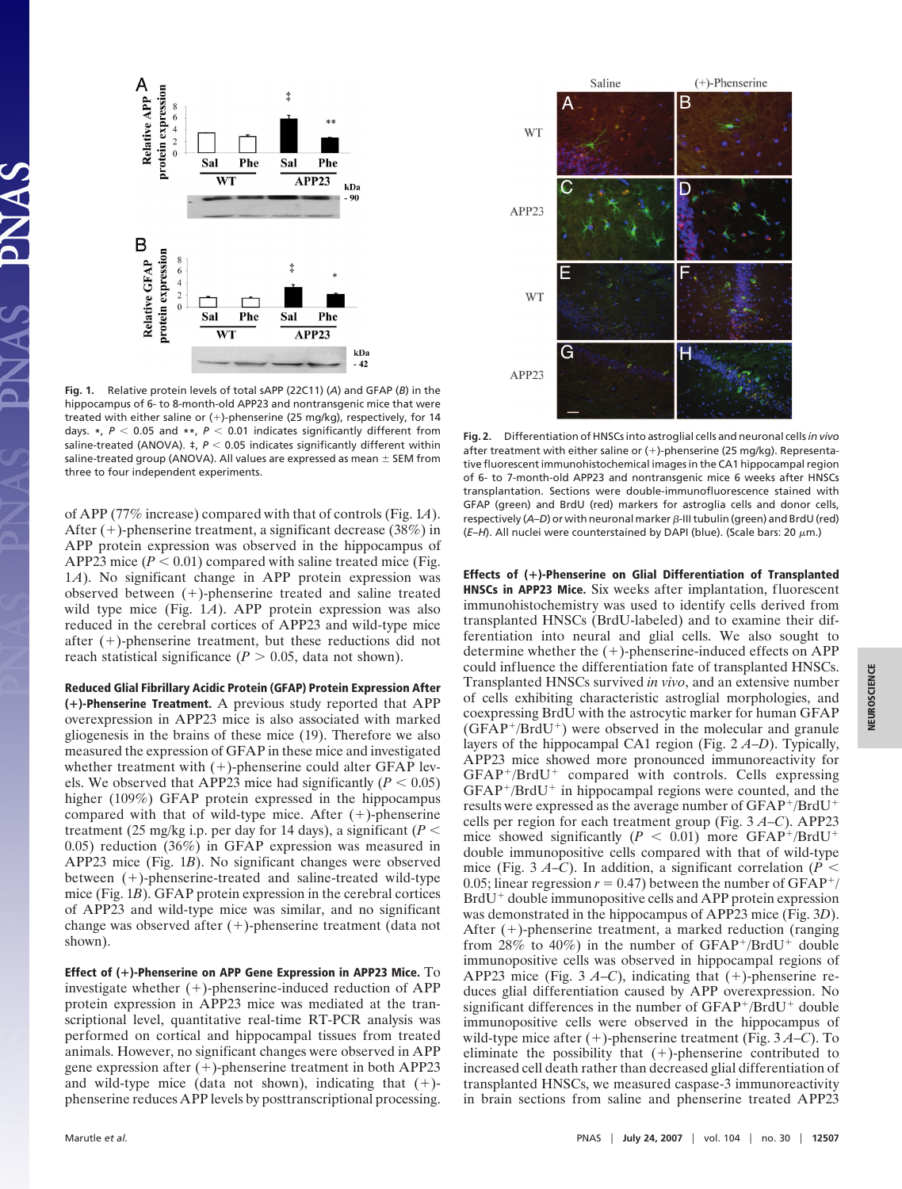Fig. 1. Relative protein levels of total sAPP (22C11) (*A*) and GFAP (*B*) in the hippocampus of 6- to 8-month-old APP23 and nontransgenic mice that were treated with either saline or (+)-phenserine (25 mg/kg), respectively, for 14 days. *, $P < 0.05$ and **, $P < 0.01$ indicates significantly different from saline-treated (ANOVA). ‡, $P < 0.05$ indicates significantly different within saline-treated group (ANOVA). All values are expressed as mean ± SEM from three to four independent experiments.

of APP (77% increase) compared with that of controls (Fig. 1*A*). After (+)-phenserine treatment, a significant decrease (38%) in APP protein expression was observed in the hippocampus of APP23 mice ($P < 0.01$) compared with saline treated mice (Fig. 1*A*). No significant change in APP protein expression was observed between (+)-phenserine treated and saline treated wild type mice (Fig. 1*A*). APP protein expression was also reduced in the cerebral cortices of APP23 and wild-type mice after (+)-phenserine treatment, but these reductions did not reach statistical significance ($P > 0.05$, data not shown).

**Reduced Glial Fibrillary Acidic Protein (GFAP) Protein Expression After (+)-Phenserine Treatment.** A previous study reported that APP overexpression in APP23 mice is also associated with marked gliogenesis in the brains of these mice (19). Therefore we also measured the expression of GFAP in these mice and investigated whether treatment with (+)-phenserine could alter GFAP levels. We observed that APP23 mice had significantly ($P < 0.05$) higher (109%) GFAP protein expressed in the hippocampus compared with that of wild-type mice. After (+)-phenserine treatment (25 mg/kg i.p. per day for 14 days), a significant ($P < 0.05$) reduction (36%) in GFAP expression was measured in APP23 mice (Fig. 1*B*). No significant changes were observed between (+)-phenserine-treated and saline-treated wild-type mice (Fig. 1*B*). GFAP protein expression in the cerebral cortices of APP23 and wild-type mice was similar, and no significant change was observed after (+)-phenserine treatment (data not shown).

**Effect of (+)-Phenserine on APP Gene Expression in APP23 Mice.** To investigate whether (+)-phenserine-induced reduction of APP protein expression in APP23 mice was mediated at the transcriptional level, quantitative real-time RT-PCR analysis was performed on cortical and hippocampal tissues from treated animals. However, no significant changes were observed in APP gene expression after (+)-phenserine treatment in both APP23 and wild-type mice (data not shown), indicating that (+)-phenserine reduces APP levels by posttranscriptional processing.

Fig. 2. Differentiation of HNSCs into astroglial cells and neuronal cells *in vivo* after treatment with either saline or (+)-phenserine (25 mg/kg). Representative fluorescent immunohistochemical images in the CA1 hippocampal region of 6- to 7-month-old APP23 and nontransgenic mice 6 weeks after HNSCs transplantation. Sections were double-immunofluorescence stained with GFAP (green) and BrdU (red) markers for astroglia cells and donor cells, respectively (*A*–*D*) or with neuronal marker β-III tubulin (green) and BrdU (red) (*E*–*H*). All nuclei were counterstained by DAPI (blue). (Scale bars: 20 μm.)

**Effects of (+)-Phenserine on Glial Differentiation of Transplanted HNSCs in APP23 Mice.** Six weeks after implantation, fluorescent immunohistochemistry was used to identify cells derived from transplanted HNSCs (BrdU-labeled) and to examine their differentiation into neural and glial cells. We also sought to determine whether the (+)-phenserine-induced effects on APP could influence the differentiation fate of transplanted HNSCs. Transplanted HNSCs survived *in vivo*, and an extensive number of cells exhibiting characteristic astroglial morphologies, and coexpressing BrdU with the astrocytic marker for human GFAP ($GFAP^+/BrdU^+$) were observed in the molecular and granule layers of the hippocampal CA1 region (Fig. 2 *A*–*D*). Typically, APP23 mice showed more pronounced immunoreactivity for $GFAP^+/BrdU^+$ compared with controls. Cells expressing $GFAP^+/BrdU^+$ in hippocampal regions were counted, and the results were expressed as the average number of $GFAP^+/BrdU^+$ cells per region for each treatment group (Fig. 3 *A*–*C*). APP23 mice showed significantly ($P < 0.01$) more $GFAP^+/BrdU^+$ double immunopositive cells compared with that of wild-type mice (Fig. 3 *A*–*C*). In addition, a significant correlation ($P < 0.05$; linear regression $r = 0.47$) between the number of $GFAP^+/BrdU^+$ double immunopositive cells and APP protein expression was demonstrated in the hippocampus of APP23 mice (Fig. 3*D*). After (+)-phenserine treatment, a marked reduction (ranging from 28% to 40%) in the number of $GFAP^+/BrdU^+$ double immunopositive cells was observed in hippocampal regions of APP23 mice (Fig. 3 *A*–*C*), indicating that (+)-phenserine reduces glial differentiation caused by APP overexpression. No significant differences in the number of $GFAP^+/BrdU^+$ double immunopositive cells were observed in the hippocampus of wild-type mice after (+)-phenserine treatment (Fig. 3 *A*–*C*). To eliminate the possibility that (+)-phenserine contributed to increased cell death rather than decreased glial differentiation of transplanted HNSCs, we measured caspase-3 immunoreactivity in brain sections from saline and phenserine treated APP23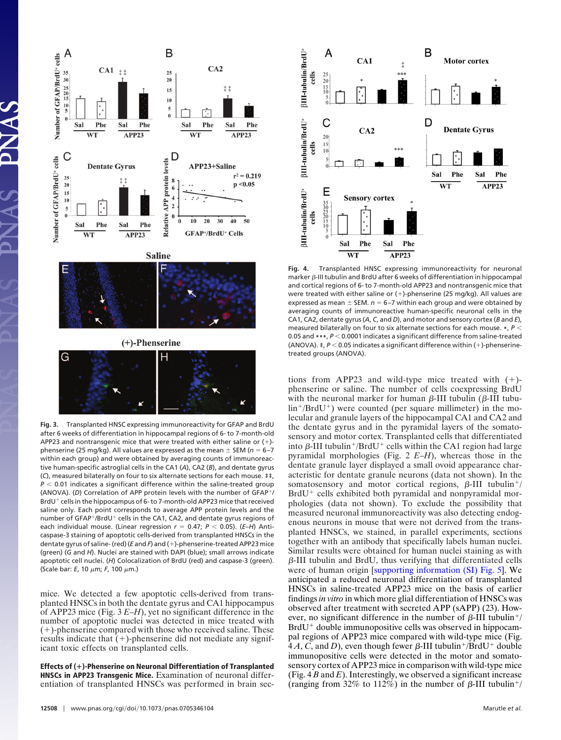Fig. 3. Transplanted HNSC expressing immunoreactivity for GFAP and BrdU after 6 weeks of differentiation in hippocampal regions of 6- to 7-month-old APP23 and nontransgenic mice that were treated with either saline or (+)-phenserine (25 mg/kg). All values are expressed as the mean ± SEM ($n$ = 6–7 within each group) and were obtained by averaging counts of immunoreactive human-specific astroglial cells in the CA1 (*A*), CA2 (*B*), and dentate gyrus (*C*), measured bilaterally on four to six alternate sections for each mouse. ‡‡, $P < 0.01$ indicates a significant difference within the saline-treated group (ANOVA). (*D*) Correlation of APP protein levels with the number of $GFAP^+/BrdU^+$ cells in the hippocampus of 6- to 7-month-old APP23 mice that received saline only. Each point corresponds to average APP protein levels and the number of $GFAP^+/BrdU^+$ cells in the CA1, CA2, and dentate gyrus regions of each individual mouse. (Linear regression $r = 0.47$; $P < 0.05$). (*E–H*) Anti-caspase-3 staining of apoptotic cells-derived from transplanted HNSCs in the dentate gyrus of saline- (red) (*E* and *F*) and (+)-phenserine-treated APP23 mice (green) (*G* and *H*). Nuclei are stained with DAPI (blue); small arrows indicate apoptotic cell nuclei. (*H*) Colocalization of BrdU (red) and caspase-3 (green). (Scale bar: *E*, 10 μm; *F*, 100 μm.)

mice. We detected a few apoptotic cells-derived from transplanted HNSCs in both the dentate gyrus and CA1 hippocampus of APP23 mice (Fig. 3 *E–H*), yet no significant difference in the number of apoptotic nuclei was detected in mice treated with (+)-phenserine compared with those who received saline. These results indicate that (+)-phenserine did not mediate any significant toxic effects on transplanted cells.

**Effects of (+)-Phenserine on Neuronal Differentiation of Transplanted HNSCs in APP23 Transgenic Mice.** Examination of neuronal differentiation of transplanted HNSCs was performed in brain sections from APP23 and wild-type mice treated with (+)-phenserine or saline. The number of cells coexpressing BrdU with the neuronal marker for human β-III tubulin (β-III $tubulin^+/BrdU^+$) were counted (per square millimeter) in the molecular and granule layers of the hippocampal CA1 and CA2 and the dentate gyrus and in the pyramidal layers of the somatosensory and motor cortex. Transplanted cells that differentiated into β-III $tubulin^+/BrdU^+$ cells within the CA1 region had large pyramidal morphologies (Fig. 2 *E–H*), whereas those in the dentate granule layer displayed a small ovoid appearance characteristic for dentate granule neurons (data not shown). In the somatosensory and motor cortical regions, β-III $tubulin^+/BrdU^+$ cells exhibited both pyramidal and nonpyramidal morphologies (data not shown). To exclude the possibility that measured neuronal immunoreactivity was also detecting endogenous neurons in mouse that were not derived from the transplanted HNSCs, we stained, in parallel experiments, sections together with an antibody that specifically labels human nuclei. Similar results were obtained for human nuclei staining as with β-III tubulin and BrdU, thus verifying that differentiated cells were of human origin [supporting information (SI) Fig. 5]. We anticipated a reduced neuronal differentiation of transplanted HNSCs in saline-treated APP23 mice on the basis of earlier findings *in vitro* in which more glial differentiation of HNSCs was observed after treatment with secreted APP (sAPP) (23). However, no significant difference in the number of β-III $tubulin^+/BrdU^+$ double immunopositive cells was observed in hippocampal regions of APP23 mice compared with wild-type mice (Fig. 4 *A*, *C*, and *D*), even though fewer β-III $tubulin^+/BrdU^+$ double immunopositive cells were detected in the motor and somatosensory cortex of APP23 mice in comparison with wild-type mice (Fig. 4 *B* and *E*). Interestingly, we observed a significant increase (ranging from 32% to 112%) in the number of β-III $tubulin^+/$

Fig. 4. Transplanted HNSC expressing immunoreactivity for neuronal marker β-III tubulin and BrdU after 6 weeks of differentiation in hippocampal and cortical regions of 6- to 7-month-old APP23 and nontransgenic mice that were treated with either saline or (+)-phenserine (25 mg/kg). All values are expressed as mean ± SEM. $n$ = 6–7 within each group and were obtained by averaging counts of immunoreactive human-specific neuronal cells in the CA1, CA2, dentate gyrus (*A*, *C*, and *D*), and motor and sensory cortex (*B* and *E*), measured bilaterally on four to six alternate sections for each mouse. *, $P < 0.05$ and ***, $P < 0.0001$ indicates a significant difference from saline-treated (ANOVA). ‡, $P < 0.05$ indicates a significant difference within (+)-phenserine-treated groups (ANOVA).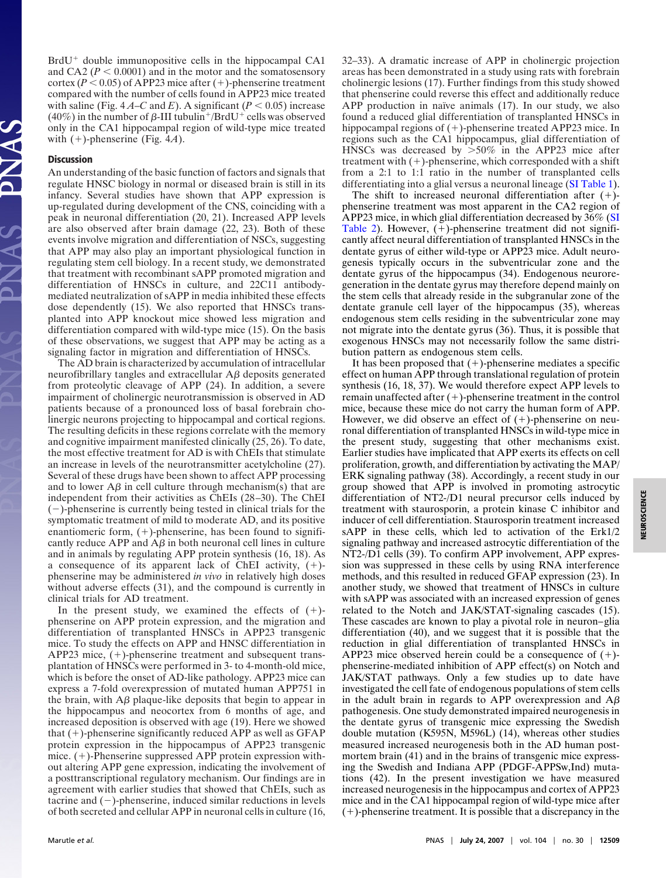BrdU$^+$ double immunopositive cells in the hippocampal CA1 and CA2 ($P < 0.0001$) and in the motor and the somatosensory cortex ($P < 0.05$) of APP23 mice after (+)-phenserine treatment compared with the number of cells found in APP23 mice treated with saline (Fig. 4 *A–C* and *E*). A significant ($P < 0.05$) increase (40%) in the number of β-III tubulin$^+$/BrdU$^+$ cells was observed only in the CA1 hippocampal region of wild-type mice treated with (+)-phenserine (Fig. 4*A*).

## Discussion

An understanding of the basic function of factors and signals that regulate HNSC biology in normal or diseased brain is still in its infancy. Several studies have shown that APP expression is up-regulated during development of the CNS, coinciding with a peak in neuronal differentiation (20, 21). Increased APP levels are also observed after brain damage (22, 23). Both of these events involve migration and differentiation of NSCs, suggesting that APP may also play an important physiological function in regulating stem cell biology. In a recent study, we demonstrated that treatment with recombinant sAPP promoted migration and differentiation of HNSCs in culture, and 22C11 antibody-mediated neutralization of sAPP in media inhibited these effects dose dependently (15). We also reported that HNSCs transplanted into APP knockout mice showed less migration and differentiation compared with wild-type mice (15). On the basis of these observations, we suggest that APP may be acting as a signaling factor in migration and differentiation of HNSCs.

The AD brain is characterized by accumulation of intracellular neurofibrillary tangles and extracellular Aβ deposits generated from proteolytic cleavage of APP (24). In addition, a severe impairment of cholinergic neurotransmission is observed in AD patients because of a pronounced loss of basal forebrain cholinergic neurons projecting to hippocampal and cortical regions. The resulting deficits in these regions correlate with the memory and cognitive impairment manifested clinically (25, 26). To date, the most effective treatment for AD is with ChEIs that stimulate an increase in levels of the neurotransmitter acetylcholine (27). Several of these drugs have been shown to affect APP processing and to lower Aβ in cell culture through mechanism(s) that are independent from their activities as ChEIs (28–30). The ChEI (−)-phenserine is currently being tested in clinical trials for the symptomatic treatment of mild to moderate AD, and its positive enantiomeric form, (+)-phenserine, has been found to significantly reduce APP and Aβ in both neuronal cell lines in culture and in animals by regulating APP protein synthesis (16, 18). As a consequence of its apparent lack of ChEI activity, (+)-phenserine may be administered *in vivo* in relatively high doses without adverse effects (31), and the compound is currently in clinical trials for AD treatment.

In the present study, we examined the effects of (+)-phenserine on APP protein expression, and the migration and differentiation of transplanted HNSCs in APP23 transgenic mice. To study the effects on APP and HNSC differentiation in APP23 mice, (+)-phenserine treatment and subsequent transplantation of HNSCs were performed in 3- to 4-month-old mice, which is before the onset of AD-like pathology. APP23 mice can express a 7-fold overexpression of mutated human APP751 in the brain, with Aβ plaque-like deposits that begin to appear in the hippocampus and neocortex from 6 months of age, and increased deposition is observed with age (19). Here we showed that (+)-phenserine significantly reduced APP as well as GFAP protein expression in the hippocampus of APP23 transgenic mice. (+)-Phenserine suppressed APP protein expression without altering APP gene expression, indicating the involvement of a posttranscriptional regulatory mechanism. Our findings are in agreement with earlier studies that showed that ChEIs, such as tacrine and (−)-phenserine, induced similar reductions in levels of both secreted and cellular APP in neuronal cells in culture (16, 32–33). A dramatic increase of APP in cholinergic projection areas has been demonstrated in a study using rats with forebrain cholinergic lesions (17). Further findings from this study showed that phenserine could reverse this effect and additionally reduce APP production in naïve animals (17). In our study, we also found a reduced glial differentiation of transplanted HNSCs in hippocampal regions of (+)-phenserine treated APP23 mice. In regions such as the CA1 hippocampus, glial differentiation of HNSCs was decreased by >50% in the APP23 mice after treatment with (+)-phenserine, which corresponded with a shift from a 2:1 to 1:1 ratio in the number of transplanted cells differentiating into a glial versus a neuronal lineage (SI Table 1).

The shift to increased neuronal differentiation after (+)-phenserine treatment was most apparent in the CA2 region of APP23 mice, in which glial differentiation decreased by 36% (SI Table 2). However, (+)-phenserine treatment did not significantly affect neural differentiation of transplanted HNSCs in the dentate gyrus of either wild-type or APP23 mice. Adult neurogenesis typically occurs in the subventricular zone and the dentate gyrus of the hippocampus (34). Endogenous neuroregeneration in the dentate gyrus may therefore depend mainly on the stem cells that already reside in the subgranular zone of the dentate granule cell layer of the hippocampus (35), whereas endogenous stem cells residing in the subventricular zone may not migrate into the dentate gyrus (36). Thus, it is possible that exogenous HNSCs may not necessarily follow the same distribution pattern as endogenous stem cells.

It has been proposed that (+)-phenserine mediates a specific effect on human APP through translational regulation of protein synthesis (16, 18, 37). We would therefore expect APP levels to remain unaffected after (+)-phenserine treatment in the control mice, because these mice do not carry the human form of APP. However, we did observe an effect of (+)-phenserine on neuronal differentiation of transplanted HNSCs in wild-type mice in the present study, suggesting that other mechanisms exist. Earlier studies have implicated that APP exerts its effects on cell proliferation, growth, and differentiation by activating the MAP/ERK signaling pathway (38). Accordingly, a recent study in our group showed that APP is involved in promoting astrocytic differentiation of NT2-/D1 neural precursor cells induced by treatment with staurosporin, a protein kinase C inhibitor and inducer of cell differentiation. Staurosporin treatment increased sAPP in these cells, which led to activation of the Erk1/2 signaling pathway and increased astrocytic differentiation of the NT2-/D1 cells (39). To confirm APP involvement, APP expression was suppressed in these cells by using RNA interference methods, and this resulted in reduced GFAP expression (23). In another study, we showed that treatment of HNSCs in culture with sAPP was associated with an increased expression of genes related to the Notch and JAK/STAT-signaling cascades (15). These cascades are known to play a pivotal role in neuron–glia differentiation (40), and we suggest that it is possible that the reduction in glial differentiation of transplanted HNSCs in APP23 mice observed herein could be a consequence of (+)-phenserine-mediated inhibition of APP effect(s) on Notch and JAK/STAT pathways. Only a few studies up to date have investigated the cell fate of endogenous populations of stem cells in the adult brain in regards to APP overexpression and Aβ pathogenesis. One study demonstrated impaired neurogenesis in the dentate gyrus of transgenic mice expressing the Swedish double mutation (K595N, M596L) (14), whereas other studies measured increased neurogenesis both in the AD human postmortem brain (41) and in the brains of transgenic mice expressing the Swedish and Indiana APP (PDGF-APPSw,Ind) mutations (42). In the present investigation we have measured increased neurogenesis in the hippocampus and cortex of APP23 mice and in the CA1 hippocampal region of wild-type mice after (+)-phenserine treatment. It is possible that a discrepancy in the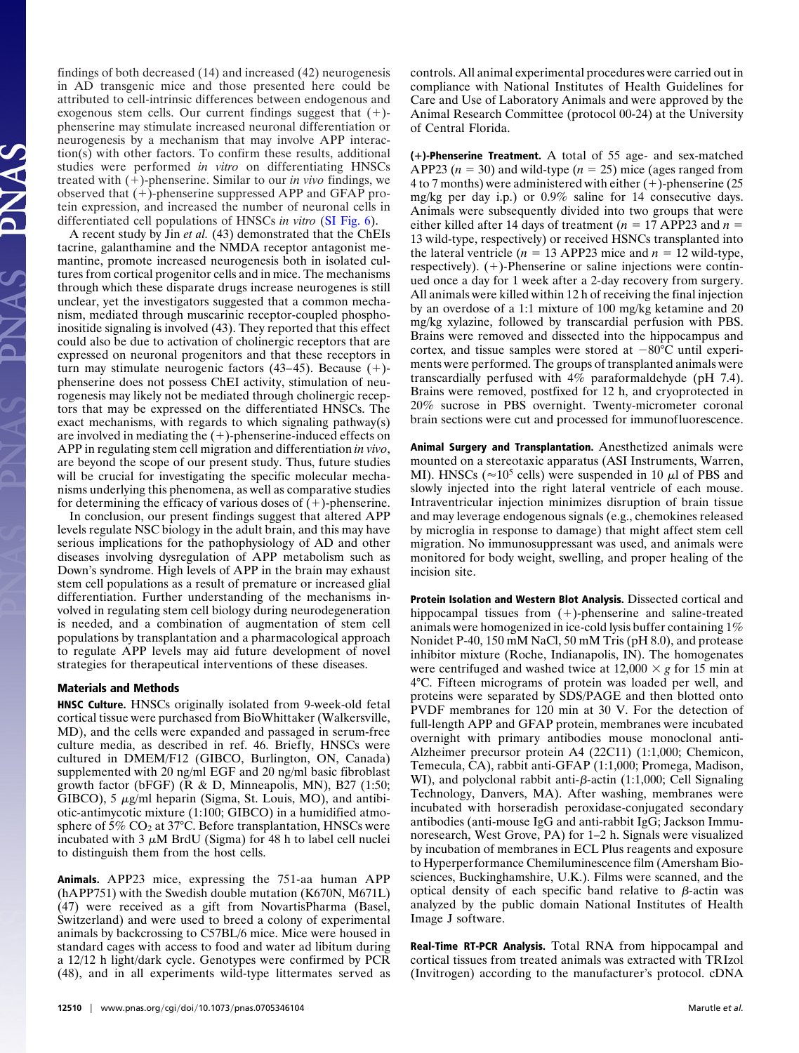findings of both decreased (14) and increased (42) neurogenesis in AD transgenic mice and those presented here could be attributed to cell-intrinsic differences between endogenous and exogenous stem cells. Our current findings suggest that (+)-phenserine may stimulate increased neuronal differentiation or neurogenesis by a mechanism that may involve APP interaction(s) with other factors. To confirm these results, additional studies were performed *in vitro* on differentiating HNSCs treated with (+)-phenserine. Similar to our *in vivo* findings, we observed that (+)-phenserine suppressed APP and GFAP protein expression, and increased the number of neuronal cells in differentiated cell populations of HNSCs *in vitro* (SI Fig. 6).

A recent study by Jin *et al.* (43) demonstrated that the ChEIs tacrine, galanthamine and the NMDA receptor antagonist memantine, promote increased neurogenesis both in isolated cultures from cortical progenitor cells and in mice. The mechanisms through which these disparate drugs increase neurogenes is still unclear, yet the investigators suggested that a common mechanism, mediated through muscarinic receptor-coupled phosphoinositide signaling is involved (43). They reported that this effect could also be due to activation of cholinergic receptors that are expressed on neuronal progenitors and that these receptors in turn may stimulate neurogenic factors (43–45). Because (+)-phenserine does not possess ChEI activity, stimulation of neurogenesis may likely not be mediated through cholinergic receptors that may be expressed on the differentiated HNSCs. The exact mechanisms, with regards to which signaling pathway(s) are involved in mediating the (+)-phenserine-induced effects on APP in regulating stem cell migration and differentiation *in vivo*, are beyond the scope of our present study. Thus, future studies will be crucial for investigating the specific molecular mechanisms underlying this phenomena, as well as comparative studies for determining the efficacy of various doses of (+)-phenserine.

In conclusion, our present findings suggest that altered APP levels regulate NSC biology in the adult brain, and this may have serious implications for the pathophysiology of AD and other diseases involving dysregulation of APP metabolism such as Down's syndrome. High levels of APP in the brain may exhaust stem cell populations as a result of premature or increased glial differentiation. Further understanding of the mechanisms involved in regulating stem cell biology during neurodegeneration is needed, and a combination of augmentation of stem cell populations by transplantation and a pharmacological approach to regulate APP levels may aid future development of novel strategies for therapeutical interventions of these diseases.

## Materials and Methods

**HNSC Culture.** HNSCs originally isolated from 9-week-old fetal cortical tissue were purchased from BioWhittaker (Walkersville, MD), and the cells were expanded and passaged in serum-free culture media, as described in ref. 46. Briefly, HNSCs were cultured in DMEM/F12 (GIBCO, Burlington, ON, Canada) supplemented with 20 ng/ml EGF and 20 ng/ml basic fibroblast growth factor (bFGF) (R & D, Minneapolis, MN), B27 (1:50; GIBCO), 5 $\mu$g/ml heparin (Sigma, St. Louis, MO), and antibiotic-antimycotic mixture (1:100; GIBCO) in a humidified atmosphere of 5% $CO_2$ at 37°C. Before transplantation, HNSCs were incubated with 3 $\mu$M BrdU (Sigma) for 48 h to label cell nuclei to distinguish them from the host cells.

**Animals.** APP23 mice, expressing the 751-aa human APP (hAPP751) with the Swedish double mutation (K670N, M671L) (47) were received as a gift from NovartisPharma (Basel, Switzerland) and were used to breed a colony of experimental animals by backcrossing to C57BL/6 mice. Mice were housed in standard cages with access to food and water ad libitum during a 12/12 h light/dark cycle. Genotypes were confirmed by PCR (48), and in all experiments wild-type littermates served as controls. All animal experimental procedures were carried out in compliance with National Institutes of Health Guidelines for Care and Use of Laboratory Animals and were approved by the Animal Research Committee (protocol 00-24) at the University of Central Florida.

**(+)-Phenserine Treatment.** A total of 55 age- and sex-matched APP23 ($n$ = 30) and wild-type ($n$ = 25) mice (ages ranged from 4 to 7 months) were administered with either (+)-phenserine (25 mg/kg per day i.p.) or 0.9% saline for 14 consecutive days. Animals were subsequently divided into two groups that were either killed after 14 days of treatment ($n$ = 17 APP23 and $n$ = 13 wild-type, respectively) or received HSNCs transplanted into the lateral ventricle ($n$ = 13 APP23 mice and $n$ = 12 wild-type, respectively). (+)-Phenserine or saline injections were continued once a day for 1 week after a 2-day recovery from surgery. All animals were killed within 12 h of receiving the final injection by an overdose of a 1:1 mixture of 100 mg/kg ketamine and 20 mg/kg xylazine, followed by transcardial perfusion with PBS. Brains were removed and dissected into the hippocampus and cortex, and tissue samples were stored at −80°C until experiments were performed. The groups of transplanted animals were transcardially perfused with 4% paraformaldehyde (pH 7.4). Brains were removed, postfixed for 12 h, and cryoprotected in 20% sucrose in PBS overnight. Twenty-micrometer coronal brain sections were cut and processed for immunofluorescence.

**Animal Surgery and Transplantation.** Anesthetized animals were mounted on a stereotaxic apparatus (ASI Instruments, Warren, MI). HNSCs ($\approx 10^5$ cells) were suspended in 10 $\mu$l of PBS and slowly injected into the right lateral ventricle of each mouse. Intraventricular injection minimizes disruption of brain tissue and may leverage endogenous signals (e.g., chemokines released by microglia in response to damage) that might affect stem cell migration. No immunosuppressant was used, and animals were monitored for body weight, swelling, and proper healing of the incision site.

**Protein Isolation and Western Blot Analysis.** Dissected cortical and hippocampal tissues from (+)-phenserine and saline-treated animals were homogenized in ice-cold lysis buffer containing 1% Nonidet P-40, 150 mM NaCl, 50 mM Tris (pH 8.0), and protease inhibitor mixture (Roche, Indianapolis, IN). The homogenates were centrifuged and washed twice at 12,000 × $g$ for 15 min at 4°C. Fifteen micrograms of protein was loaded per well, and proteins were separated by SDS/PAGE and then blotted onto PVDF membranes for 120 min at 30 V. For the detection of full-length APP and GFAP protein, membranes were incubated overnight with primary antibodies mouse monoclonal anti-Alzheimer precursor protein A4 (22C11) (1:1,000; Chemicon, Temecula, CA), rabbit anti-GFAP (1:1,000; Promega, Madison, WI), and polyclonal rabbit anti-$\beta$-actin (1:1,000; Cell Signaling Technology, Danvers, MA). After washing, membranes were incubated with horseradish peroxidase-conjugated secondary antibodies (anti-mouse IgG and anti-rabbit IgG; Jackson Immunoresearch, West Grove, PA) for 1–2 h. Signals were visualized by incubation of membranes in ECL Plus reagents and exposure to Hyperperformance Chemiluminescence film (Amersham Biosciences, Buckinghamshire, U.K.). Films were scanned, and the optical density of each specific band relative to $\beta$-actin was analyzed by the public domain National Institutes of Health Image J software.

**Real-Time RT-PCR Analysis.** Total RNA from hippocampal and cortical tissues from treated animals was extracted with TRIzol (Invitrogen) according to the manufacturer's protocol. cDNA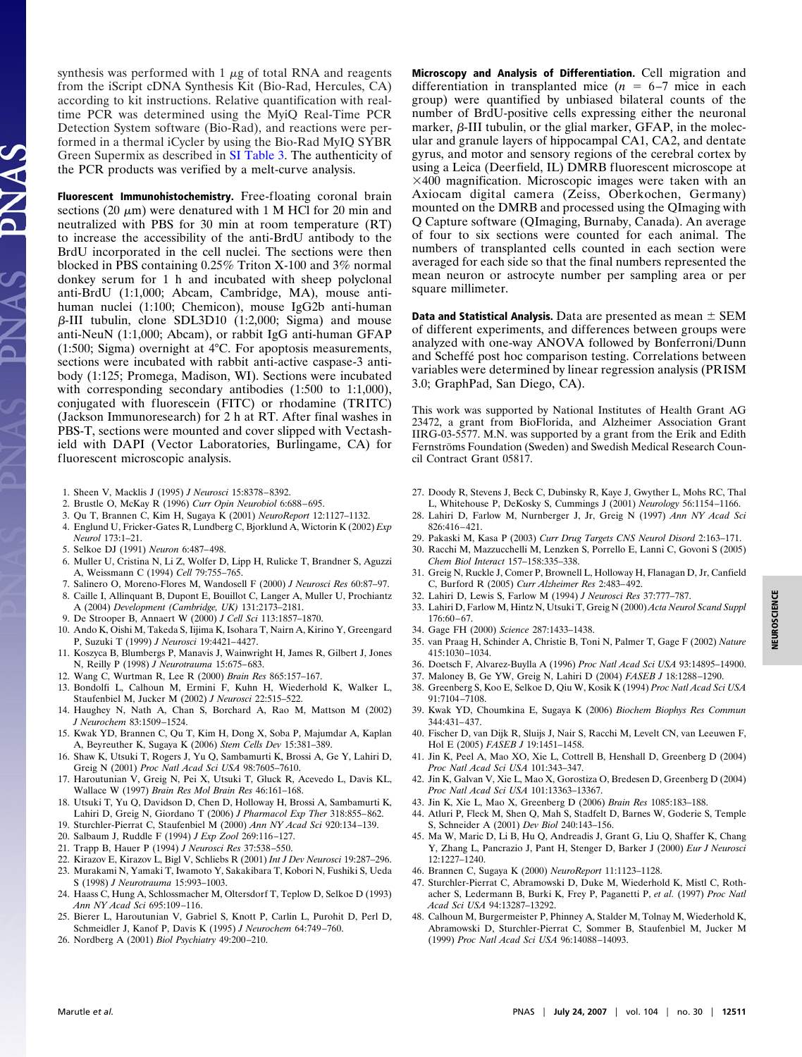synthesis was performed with 1 μg of total RNA and reagents from the iScript cDNA Synthesis Kit (Bio-Rad, Hercules, CA) according to kit instructions. Relative quantification with real-time PCR was determined using the MyiQ Real-Time PCR Detection System software (Bio-Rad), and reactions were performed in a thermal iCycler by using the Bio-Rad MyIQ SYBR Green Supermix as described in SI Table 3. The authenticity of the PCR products was verified by a melt-curve analysis.

**Fluorescent Immunohistochemistry.** Free-floating coronal brain sections (20 μm) were denatured with 1 M HCl for 20 min and neutralized with PBS for 30 min at room temperature (RT) to increase the accessibility of the anti-BrdU antibody to the BrdU incorporated in the cell nuclei. The sections were then blocked in PBS containing 0.25% Triton X-100 and 3% normal donkey serum for 1 h and incubated with sheep polyclonal anti-BrdU (1:1,000; Abcam, Cambridge, MA), mouse anti-human nuclei (1:100; Chemicon), mouse IgG2b anti-human β-III tubulin, clone SDL3D10 (1:2,000; Sigma) and mouse anti-NeuN (1:1,000; Abcam), or rabbit IgG anti-human GFAP (1:500; Sigma) overnight at 4°C. For apoptosis measurements, sections were incubated with rabbit anti-active caspase-3 antibody (1:125; Promega, Madison, WI). Sections were incubated with corresponding secondary antibodies (1:500 to 1:1,000), conjugated with fluorescein (FITC) or rhodamine (TRITC) (Jackson Immunoresearch) for 2 h at RT. After final washes in PBS-T, sections were mounted and cover slipped with Vectashield with DAPI (Vector Laboratories, Burlingame, CA) for fluorescent microscopic analysis.

**Microscopy and Analysis of Differentiation.** Cell migration and differentiation in transplanted mice ($n$ = 6–7 mice in each group) were quantified by unbiased bilateral counts of the number of BrdU-positive cells expressing either the neuronal marker, β-III tubulin, or the glial marker, GFAP, in the molecular and granular layers of hippocampal CA1, CA2, and dentate gyrus, and motor and sensory regions of the cerebral cortex by using a Leica (Deerfield, IL) DMRB fluorescent microscope at ×400 magnification. Microscopic images were taken with an Axiocam digital camera (Zeiss, Oberkochen, Germany) mounted on the DMRB and processed using the QImaging with Q Capture software (QImaging, Burnaby, Canada). An average of four to six sections were counted for each animal. The numbers of transplanted cells counted in each section were averaged for each side so that the final numbers represented the mean neuron or astrocyte number per sampling area or per square millimeter.

**Data and Statistical Analysis.** Data are presented as mean ± SEM of different experiments, and differences between groups were analyzed with one-way ANOVA followed by Bonferroni/Dunn and Scheffé post hoc comparison testing. Correlations between variables were determined by linear regression analysis (PRISM 3.0; GraphPad, San Diego, CA).

This work was supported by National Institutes of Health Grant AG 23472, a grant from BioFlorida, and Alzheimer Association Grant IIRG-03-5577. M.N. was supported by a grant from the Erik and Edith Fernströms Foundation (Sweden) and Swedish Medical Research Council Contract Grant 05817.

1. Sheen V, Macklis J (1995) *J Neurosci* 15:8378–8392.
2. Brustle O, McKay R (1996) *Curr Opin Neurobiol* 6:688–695.
3. Qu T, Brannen C, Kim H, Sugaya K (2001) *NeuroReport* 12:1127–1132.
4. Englund U, Fricker-Gates R, Lundberg C, Bjorklund A, Wictorin K (2002) *Exp Neurol* 173:1–21.
5. Selkoe DJ (1991) *Neuron* 6:487–498.
6. Muller U, Cristina N, Li Z, Wolfer D, Lipp H, Rulicke T, Brandner S, Aguzzi A, Weissmann C (1994) *Cell* 79:755–765.
7. Salinero O, Moreno-Flores M, Wandosell F (2000) *J Neurosci Res* 60:87–97.
8. Caille I, Allinquant B, Dupont E, Bouillot C, Langer A, Muller U, Prochiantz A (2004) *Development (Cambridge, UK)* 131:2173–2181.
9. De Strooper B, Annaert W (2000) *J Cell Sci* 113:1857–1870.
10. Ando K, Oishi M, Takeda S, Iijima K, Isohara T, Nairn A, Kirino Y, Greengard P, Suzuki T (1999) *J Neurosci* 19:4421–4427.
11. Koszyca B, Blumbergs P, Manavis J, Wainwright H, James R, Gilbert J, Jones N, Reilly P (1998) *J Neurotrauma* 15:675–683.
12. Wang C, Wurtman R, Lee R (2000) *Brain Res* 865:157–167.
13. Bondolfi L, Calhoun M, Ermini F, Kuhn H, Wiederhold K, Walker L, Staufenbiel M, Jucker M (2002) *J Neurosci* 22:515–522.
14. Haughey N, Nath A, Chan S, Borchard A, Rao M, Mattson M (2002) *J Neurochem* 83:1509–1524.
15. Kwak YD, Brannen C, Qu T, Kim H, Dong X, Soba P, Majumdar A, Kaplan A, Beyreuther K, Sugaya K (2006) *Stem Cells Dev* 15:381–389.
16. Shaw K, Utsuki T, Rogers J, Yu Q, Sambamurti K, Brossi A, Ge Y, Lahiri D, Greig N (2001) *Proc Natl Acad Sci USA* 98:7605–7610.
17. Haroutunian V, Greig N, Pei X, Utsuki T, Gluck R, Acevedo L, Davis KL, Wallace W (1997) *Brain Res Mol Brain Res* 46:161–168.
18. Utsuki T, Yu Q, Davidson D, Chen D, Holloway H, Brossi A, Sambamurti K, Lahiri D, Greig N, Giordano T (2006) *J Pharmacol Exp Ther* 318:855–862.
19. Sturchler-Pierrat C, Staufenbiel M (2000) *Ann NY Acad Sci* 920:134–139.
20. Salbaum J, Ruddle F (1994) *J Exp Zool* 269:116–127.
21. Trapp B, Hauer P (1994) *J Neurosci Res* 37:538–550.
22. Kirazov E, Kirazov L, Bigl V, Schliebs R (2001) *Int J Dev Neurosci* 19:287–296.
23. Murakami N, Yamaki T, Iwamoto Y, Sakakibara T, Kobori N, Fushiki S, Ueda S (1998) *J Neurotrauma* 15:993–1003.
24. Haass C, Hung A, Schlossmacher M, Oltersdorf T, Teplow D, Selkoe D (1993) *Ann NY Acad Sci* 695:109–116.
25. Bierer L, Haroutunian V, Gabriel S, Knott P, Carlin L, Purohit D, Perl D, Schmeidler J, Kanof P, Davis K (1995) *J Neurochem* 64:749–760.
26. Nordberg A (2001) *Biol Psychiatry* 49:200–210.
27. Doody R, Stevens J, Beck C, Dubinsky R, Kaye J, Gwyther L, Mohs RC, Thal L, Whitehouse P, DeKosky S, Cummings J (2001) *Neurology* 56:1154–1166.
28. Lahiri D, Farlow M, Nurnberger J, Jr, Greig N (1997) *Ann NY Acad Sci* 826:416–421.
29. Pakaski M, Kasa P (2003) *Curr Drug Targets CNS Neurol Disord* 2:163–171.
30. Racchi M, Mazzucchelli M, Lenzken S, Porrello E, Lanni C, Govoni S (2005) *Chem Biol Interact* 157–158:335–338.
31. Greig N, Ruckle J, Comer P, Brownell L, Holloway H, Flanagan D, Jr, Canfield C, Burford R (2005) *Curr Alzheimer Res* 2:483–492.
32. Lahiri D, Lewis S, Farlow M (1994) *J Neurosci Res* 37:777–787.
33. Lahiri D, Farlow M, Hintz N, Utsuki T, Greig N (2000) *Acta Neurol Scand Suppl* 176:60–67.
34. Gage FH (2000) *Science* 287:1433–1438.
35. van Praag H, Schinder A, Christie B, Toni N, Palmer T, Gage F (2002) *Nature* 415:1030–1034.
36. Doetsch F, Alvarez-Buylla A (1996) *Proc Natl Acad Sci USA* 93:14895–14900.
37. Maloney B, Ge YW, Greig N, Lahiri D (2004) *FASEB J* 18:1288–1290.
38. Greenberg S, Koo E, Selkoe D, Qiu W, Kosik K (1994) *Proc Natl Acad Sci USA* 91:7104–7108.
39. Kwak YD, Choumkina E, Sugaya K (2006) *Biochem Biophys Res Commun* 344:431–437.
40. Fischer D, van Dijk R, Sluijs J, Nair S, Racchi M, Levelt CN, van Leeuwen F, Hol E (2005) *FASEB J* 19:1451–1458.
41. Jin K, Peel A, Mao XO, Xie L, Cottrell B, Henshall D, Greenberg D (2004) *Proc Natl Acad Sci USA* 101:343–347.
42. Jin K, Galvan V, Xie L, Mao X, Gorostiza O, Bredesen D, Greenberg D (2004) *Proc Natl Acad Sci USA* 101:13363–13367.
43. Jin K, Xie L, Mao X, Greenberg D (2006) *Brain Res* 1085:183–188.
44. Atluri P, Fleck M, Shen Q, Mah S, Stadfelt D, Barnes W, Goderie S, Temple S, Schneider A (2001) *Dev Biol* 240:143–156.
45. Ma W, Maric D, Li B, Hu Q, Andreadis J, Grant G, Liu Q, Shaffer K, Chang Y, Zhang L, Pancrazio J, Pant H, Stenger D, Barker J (2000) *Eur J Neurosci* 12:1227–1240.
46. Brannen C, Sugaya K (2000) *NeuroReport* 11:1123–1128.
47. Sturchler-Pierrat C, Abramowski D, Duke M, Wiederhold K, Mistl C, Rothacher S, Ledermann B, Burki K, Frey P, Paganetti P, *et al.* (1997) *Proc Natl Acad Sci USA* 94:13287–13292.
48. Calhoun M, Burgermeister P, Phinney A, Stalder M, Tolnay M, Wiederhold K, Abramowski D, Sturchler-Pierrat C, Sommer B, Staufenbiel M, Jucker M (1999) *Proc Natl Acad Sci USA* 96:14088–14093.